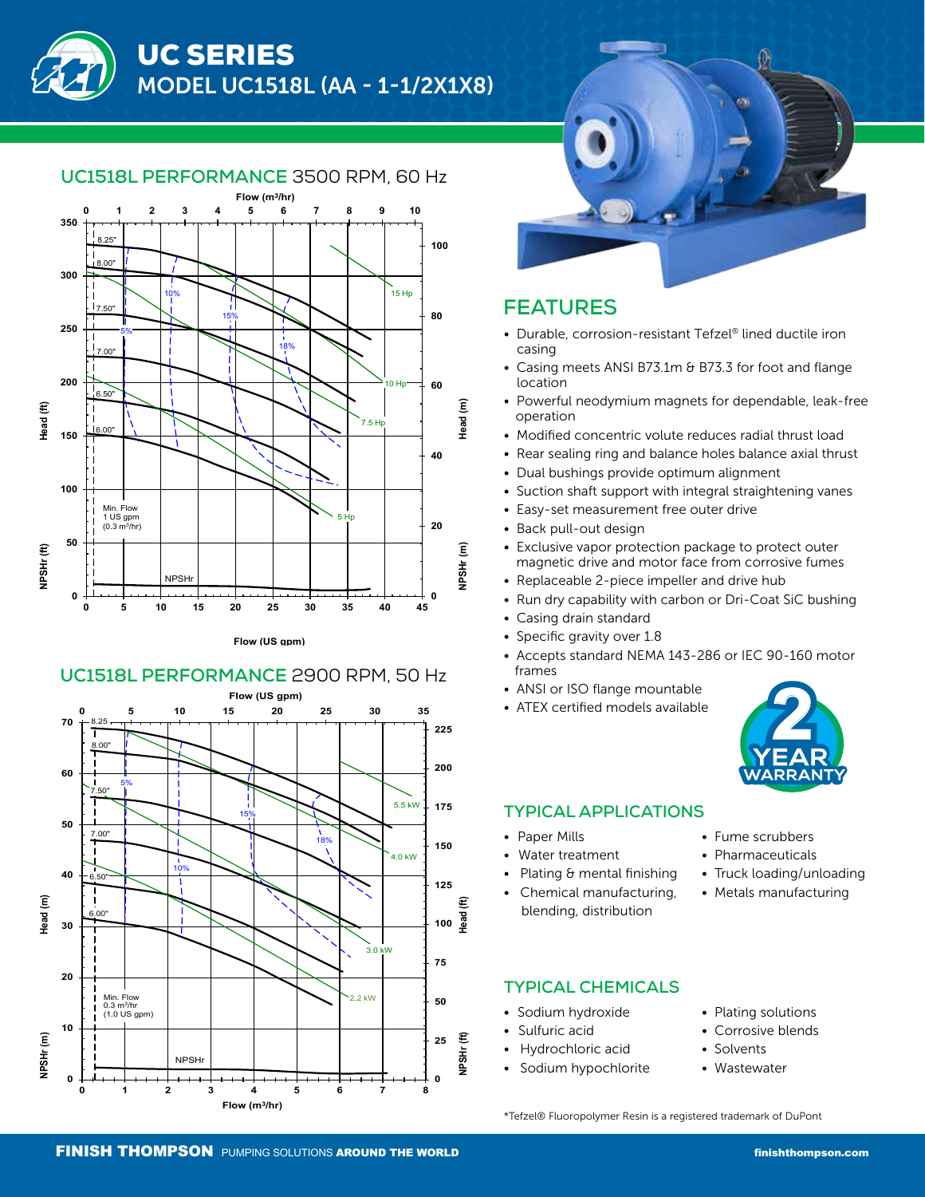# UC SERIES

## MODEL UC1518L (AA - 1-1/2X1X8)

## UC1518L PERFORMANCE 3500 RPM, 60 Hz

## UC1518L PERFORMANCE 2900 RPM, 50 Hz

## FEATURES

- Durable, corrosion-resistant Tefzel® lined ductile iron casing
- Casing meets ANSI B73.1m & B73.3 for foot and flange location
- Powerful neodymium magnets for dependable, leak-free operation
- Modified concentric volute reduces radial thrust load
- Rear sealing ring and balance holes balance axial thrust
- Dual bushings provide optimum alignment
- Suction shaft support with integral straightening vanes
- Easy-set measurement free outer drive
- Back pull-out design
- Exclusive vapor protection package to protect outer magnetic drive and motor face from corrosive fumes
- Replaceable 2-piece impeller and drive hub
- Run dry capability with carbon or Dri-Coat SiC bushing
- Casing drain standard
- Specific gravity over 1.8
- Accepts standard NEMA 143-286 or IEC 90-160 motor frames
- ANSI or ISO flange mountable
- ATEX certified models available

2 YEAR WARRANTY

## TYPICAL APPLICATIONS

- Paper Mills
- Water treatment
- Plating & mental finishing
- Chemical manufacturing, blending, distribution
- Fume scrubbers
- Pharmaceuticals
- Truck loading/unloading
- Metals manufacturing

## TYPICAL CHEMICALS

- Sodium hydroxide
- Sulfuric acid
- Hydrochloric acid
- Sodium hypochlorite
- Plating solutions
- Corrosive blends
- Solvents
- Wastewater

*Tefzel® Fluoropolymer Resin is a registered trademark of DuPont

FINISH THOMPSON PUMPING SOLUTIONS AROUND THE WORLD

finishthompson.com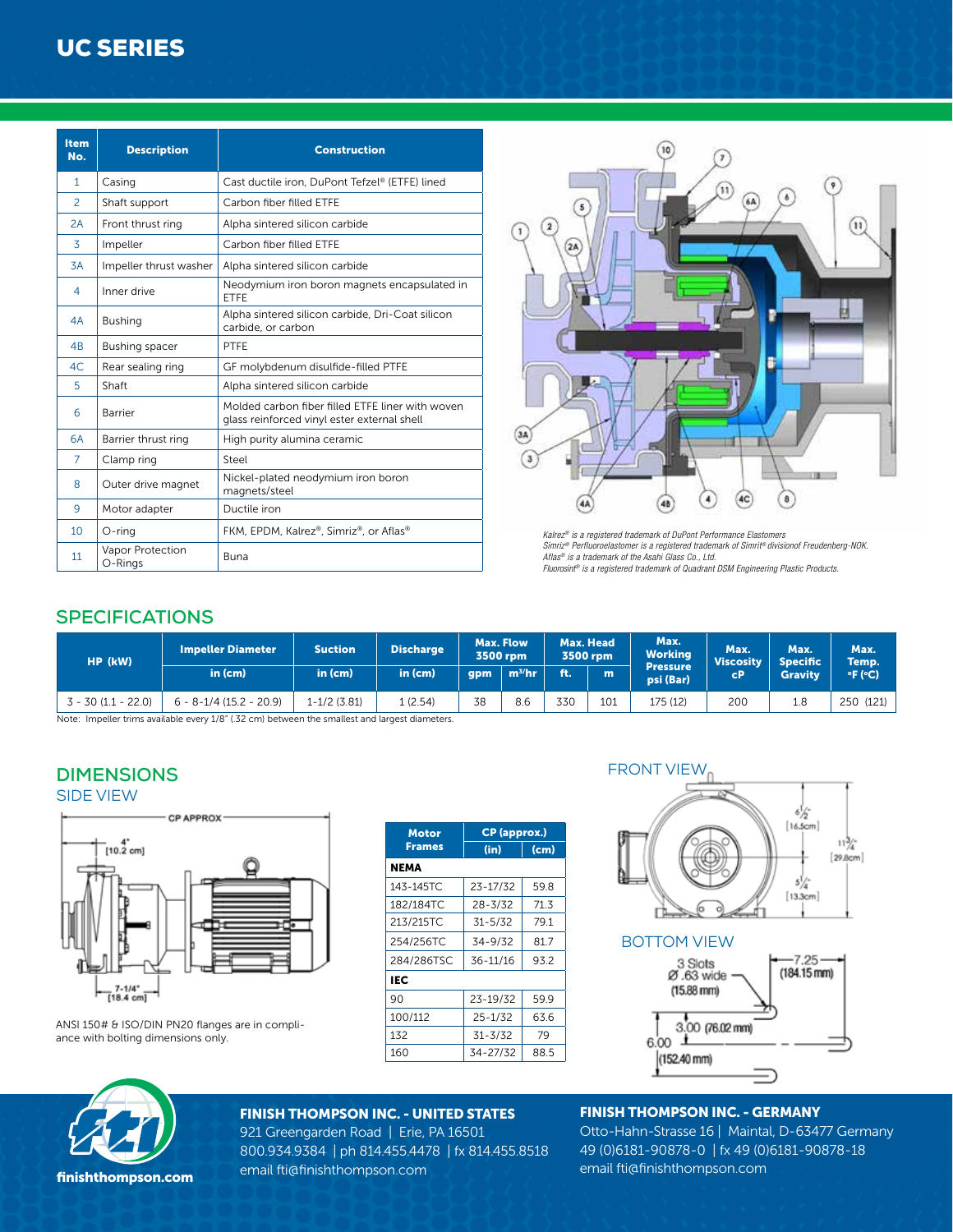# UC SERIES

| Item No. | Description | Construction |
|---|---|---|
| 1 | Casing | Cast ductile iron, DuPont Tefzel® (ETFE) lined |
| 2 | Shaft support | Carbon fiber filled ETFE |
| 2A | Front thrust ring | Alpha sintered silicon carbide |
| 3 | Impeller | Carbon fiber filled ETFE |
| 3A | Impeller thrust washer | Alpha sintered silicon carbide |
| 4 | Inner drive | Neodymium iron boron magnets encapsulated in ETFE |
| 4A | Bushing | Alpha sintered silicon carbide, Dri-Coat silicon carbide, or carbon |
| 4B | Bushing spacer | PTFE |
| 4C | Rear sealing ring | GF molybdenum disulfide-filled PTFE |
| 5 | Shaft | Alpha sintered silicon carbide |
| 6 | Barrier | Molded carbon fiber filled ETFE liner with woven glass reinforced vinyl ester external shell |
| 6A | Barrier thrust ring | High purity alumina ceramic |
| 7 | Clamp ring | Steel |
| 8 | Outer drive magnet | Nickel-plated neodymium iron boron magnets/steel |
| 9 | Motor adapter | Ductile iron |
| 10 | O-ring | FKM, EPDM, Kalrez®, Simriz®, or Aflas® |
| 11 | Vapor Protection O-Rings | Buna |

*Kalrez® is a registered trademark of DuPont Performance Elastomers*
*Simriz® Perfluoroelastomer is a registered trademark of Simrit® divisionof Freudenberg-NOK.*
*Aflas® is a trademark of the Asahi Glass Co., Ltd.*
*Fluorosint® is a registered trademark of Quadrant DSM Engineering Plastic Products.*

## SPECIFICATIONS

| HP (kW) | Impeller Diameter in (cm) | Suction in (cm) | Discharge in (cm) | Max. Flow 3500 rpm | | Max. Head 3500 rpm | | Max. Working Pressure psi (Bar) | Max. Viscosity cP | Max. Specific Gravity | Max. Temp. °F (°C) |
|---|---|---|---|---|---|---|---|---|---|---|---|
| | | | | gpm | m³/hr | ft. | m | | | | |
| 3 - 30 (1.1 - 22.0) | 6 - 8-1/4 (15.2 - 20.9) | 1-1/2 (3.81) | 1 (2.54) | 38 | 8.6 | 330 | 101 | 175 (12) | 200 | 1.8 | 250 (121) |

Note: Impeller trims available every 1/8" (.32 cm) between the smallest and largest diameters.

## DIMENSIONS

### SIDE VIEW

CP APPROX
4" [10.2 cm]
7-1/4" [18.4 cm]

ANSI 150# & ISO/DIN PN20 flanges are in compliance with bolting dimensions only.

| Motor Frames | CP (approx.) (in) | (cm) |
|---|---|---|
| **NEMA** | | |
| 143-145TC | 23-17/32 | 59.8 |
| 182/184TC | 28-3/32 | 71.3 |
| 213/215TC | 31-5/32 | 79.1 |
| 254/256TC | 34-9/32 | 81.7 |
| 284/286TSC | 36-11/16 | 93.2 |
| **IEC** | | |
| 90 | 23-19/32 | 59.9 |
| 100/112 | 25-1/32 | 63.6 |
| 132 | 31-3/32 | 79 |
| 160 | 34-27/32 | 88.5 |

### FRONT VIEW

6-1/2 [16.5cm]
11-3/4 [29.8cm]
5-1/4 [13.3cm]

### BOTTOM VIEW

3 Slots Ø .63 wide (15.88 mm)
7.25 (184.15 mm)
3.00 (76.02 mm)
6.00 (152.40 mm)

finishthompson.com

**FINISH THOMPSON INC. - UNITED STATES**
921 Greengarden Road | Erie, PA 16501
800.934.9384 | ph 814.455.4478 | fx 814.455.8518
email fti@finishthompson.com

**FINISH THOMPSON INC. - GERMANY**
Otto-Hahn-Strasse 16 | Maintal, D-63477 Germany
49 (0)6181-90878-0 | fx 49 (0)6181-90878-18
email fti@finishthompson.com